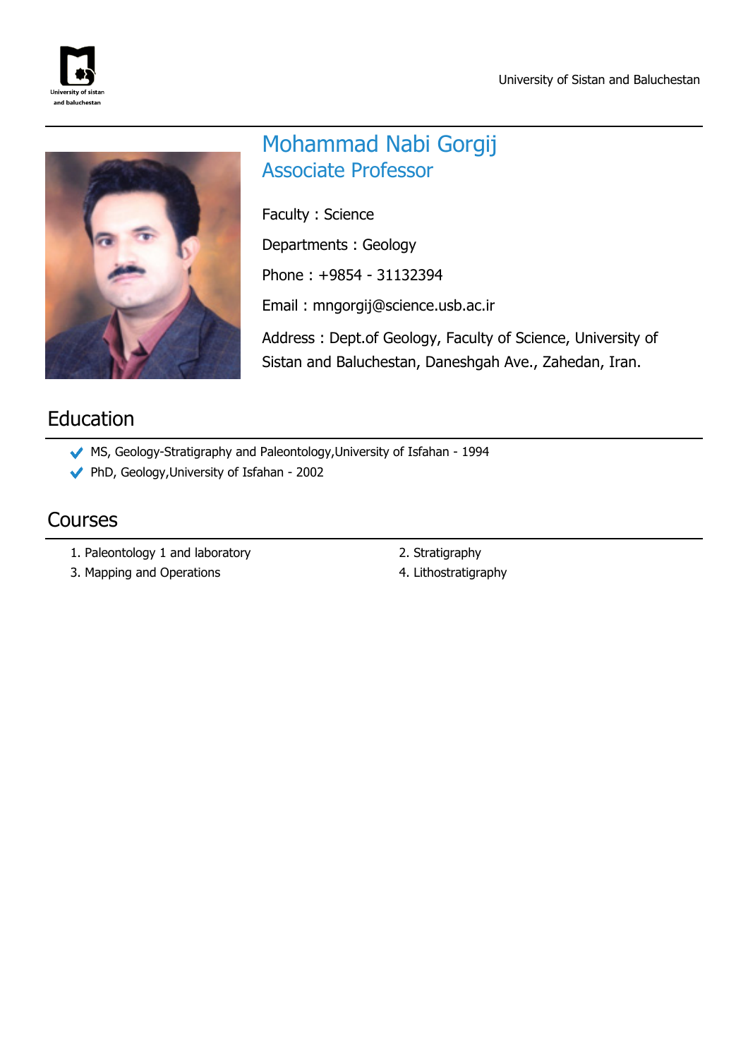# Mohammad Nabi Gorgij

## Associate Professor

Faculty : Science

Departments : Geology

Phone : +9854 - 31132394

Email : mngorgij@science.usb.ac.ir

Address : Dept.of Geology, Faculty of Science, University of Sistan and Baluchestan, Daneshgah Ave., Zahedan, Iran.

## Education

- MS, Geology-Stratigraphy and Paleontology,University of Isfahan - 1994
- PhD, Geology,University of Isfahan - 2002

## Courses

1. Paleontology 1 and laboratory
2. Stratigraphy
3. Mapping and Operations
4. Lithostratigraphy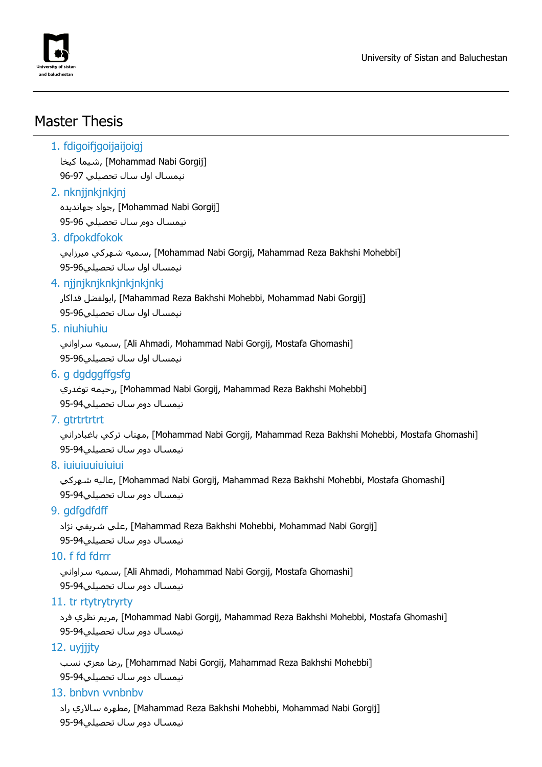## Master Thesis

1. fdigoifjgoijaijoigj
   شيما كيخا, [Mohammad Nabi Gorgij]
   نيمسال اول سال تحصيلي 97-96

2. nknjjnkjnkjnj
   جواد جهانديده, [Mohammad Nabi Gorgij]
   نيمسال دوم سال تحصيلي 96-95

3. dfpokdfokok
   سميه شهركي ميرزايي, [Mohammad Nabi Gorgij, Mahammad Reza Bakhshi Mohebbi]
   نيمسال اول سال تحصيلي96-95

4. njjnjknjknkjnkjnkjnkj
   ابولفضل فداكار, [Mahammad Reza Bakhshi Mohebbi, Mohammad Nabi Gorgij]
   نيمسال اول سال تحصيلي96-95

5. niuhiuhiu
   سميه سراواني, [Ali Ahmadi, Mohammad Nabi Gorgij, Mostafa Ghomashi]
   نيمسال اول سال تحصيلي96-95

6. g dgdggffgsfg
   رحيمه توغدري, [Mohammad Nabi Gorgij, Mahammad Reza Bakhshi Mohebbi]
   نيمسال دوم سال تحصيلي94-95

7. gtrtrtrtrt
   مهتاب تركي باغباداراني, [Mohammad Nabi Gorgij, Mahammad Reza Bakhshi Mohebbi, Mostafa Ghomashi]
   نيمسال دوم سال تحصيلي94-95

8. iuiuiuuiuiuiui
   عاليه شهركي, [Mohammad Nabi Gorgij, Mahammad Reza Bakhshi Mohebbi, Mostafa Ghomashi]
   نيمسال دوم سال تحصيلي94-95

9. gdfgdfdff
   علي شريفي نژاد, [Mahammad Reza Bakhshi Mohebbi, Mohammad Nabi Gorgij]
   نيمسال دوم سال تحصيلي94-95

10. f fd fdrrr
    سميه سراواني, [Ali Ahmadi, Mohammad Nabi Gorgij, Mostafa Ghomashi]
    نيمسال دوم سال تحصيلي94-95

11. tr rtytrytryrty
    مريم نظري فرد, [Mohammad Nabi Gorgij, Mahammad Reza Bakhshi Mohebbi, Mostafa Ghomashi]
    نيمسال دوم سال تحصيلي94-95

12. uyjjjty
    رضا معزي نسب, [Mohammad Nabi Gorgij, Mahammad Reza Bakhshi Mohebbi]
    نيمسال دوم سال تحصيلي94-95

13. bnbvn vvnbnbv
    مطهره سالاري راد, [Mahammad Reza Bakhshi Mohebbi, Mohammad Nabi Gorgij]
    نيمسال دوم سال تحصيلي94-95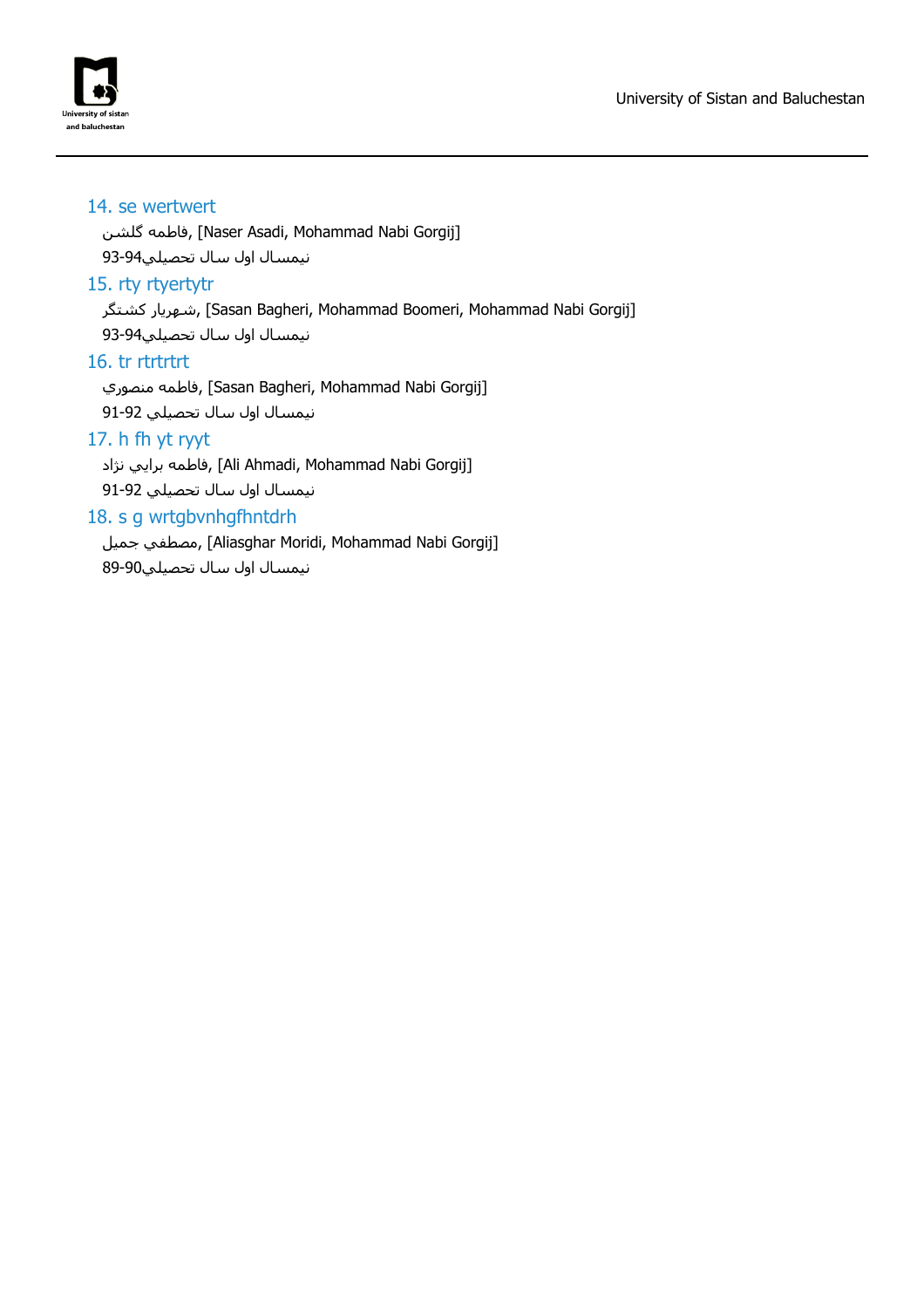### 14. se wertwert

فاطمه گلشن, [Naser Asadi, Mohammad Nabi Gorgij]

نيمسال اول سال تحصيلي93-94

### 15. rty rtyertytr

شهريار کشتگر, [Sasan Bagheri, Mohammad Boomeri, Mohammad Nabi Gorgij]

نيمسال اول سال تحصيلي93-94

### 16. tr rtrtrtrt

فاطمه منصوري, [Sasan Bagheri, Mohammad Nabi Gorgij]

نيمسال اول سال تحصيلي 91-92

### 17. h fh yt ryyt

فاطمه برايي نژاد, [Ali Ahmadi, Mohammad Nabi Gorgij]

نيمسال اول سال تحصيلي 91-92

### 18. s g wrtgbvnhgfhntdrh

مصطفي جميل, [Aliasghar Moridi, Mohammad Nabi Gorgij]

نيمسال اول سال تحصيلي89-90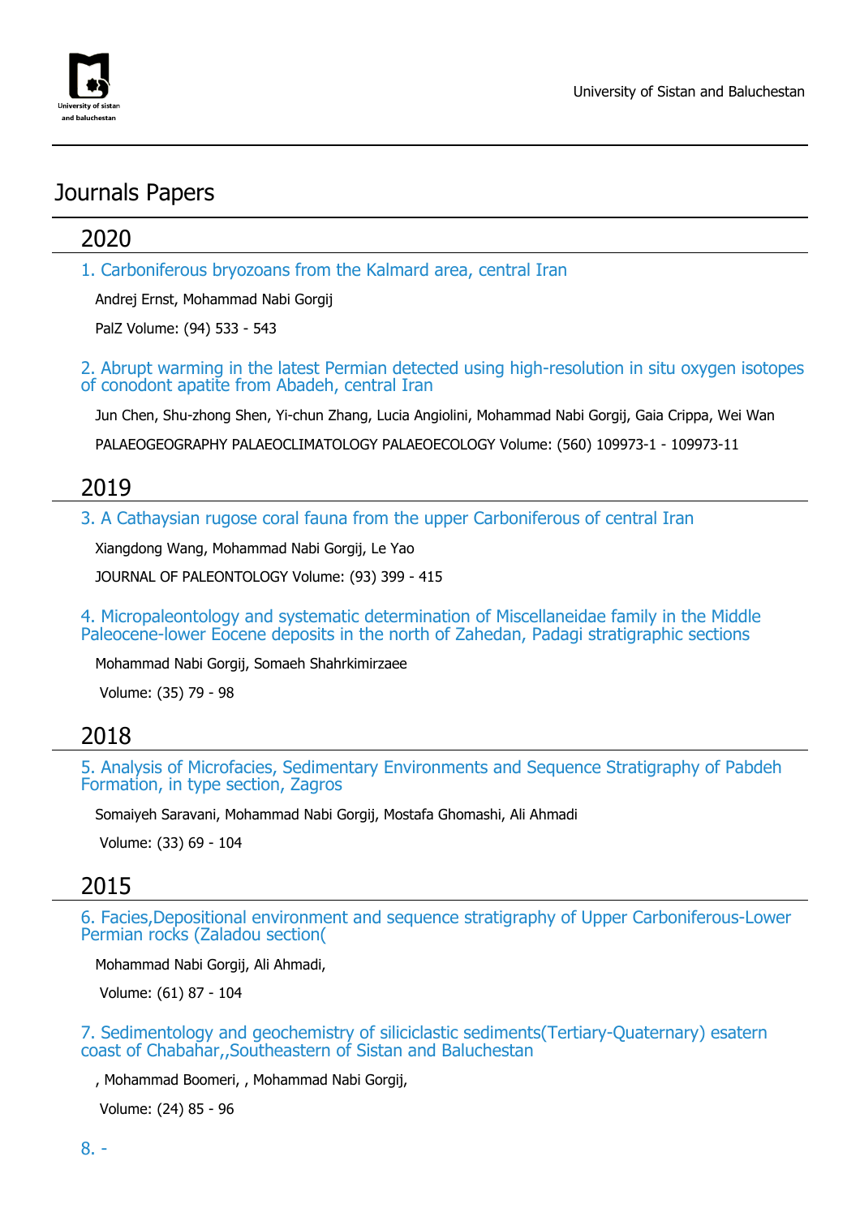# Journals Papers

## 2020

### 1. Carboniferous bryozoans from the Kalmard area, central Iran

Andrej Ernst, Mohammad Nabi Gorgij

PalZ Volume: (94) 533 - 543

### 2. Abrupt warming in the latest Permian detected using high-resolution in situ oxygen isotopes of conodont apatite from Abadeh, central Iran

Jun Chen, Shu-zhong Shen, Yi-chun Zhang, Lucia Angiolini, Mohammad Nabi Gorgij, Gaia Crippa, Wei Wan

PALAEOGEOGRAPHY PALAEOCLIMATOLOGY PALAEOECOLOGY Volume: (560) 109973-1 - 109973-11

## 2019

### 3. A Cathaysian rugose coral fauna from the upper Carboniferous of central Iran

Xiangdong Wang, Mohammad Nabi Gorgij, Le Yao

JOURNAL OF PALEONTOLOGY Volume: (93) 399 - 415

### 4. Micropaleontology and systematic determination of Miscellaneidae family in the Middle Paleocene-lower Eocene deposits in the north of Zahedan, Padagi stratigraphic sections

Mohammad Nabi Gorgij, Somaeh Shahrkimirzaee

Volume: (35) 79 - 98

## 2018

### 5. Analysis of Microfacies, Sedimentary Environments and Sequence Stratigraphy of Pabdeh Formation, in type section, Zagros

Somaiyeh Saravani, Mohammad Nabi Gorgij, Mostafa Ghomashi, Ali Ahmadi

Volume: (33) 69 - 104

## 2015

### 6. Facies,Depositional environment and sequence stratigraphy of Upper Carboniferous-Lower Permian rocks (Zaladou section(

Mohammad Nabi Gorgij, Ali Ahmadi,

Volume: (61) 87 - 104

### 7. Sedimentology and geochemistry of siliciclastic sediments(Tertiary-Quaternary) esatern coast of Chabahar,,Southeastern of Sistan and Baluchestan

, Mohammad Boomeri, , Mohammad Nabi Gorgij,

Volume: (24) 85 - 96

### 8. -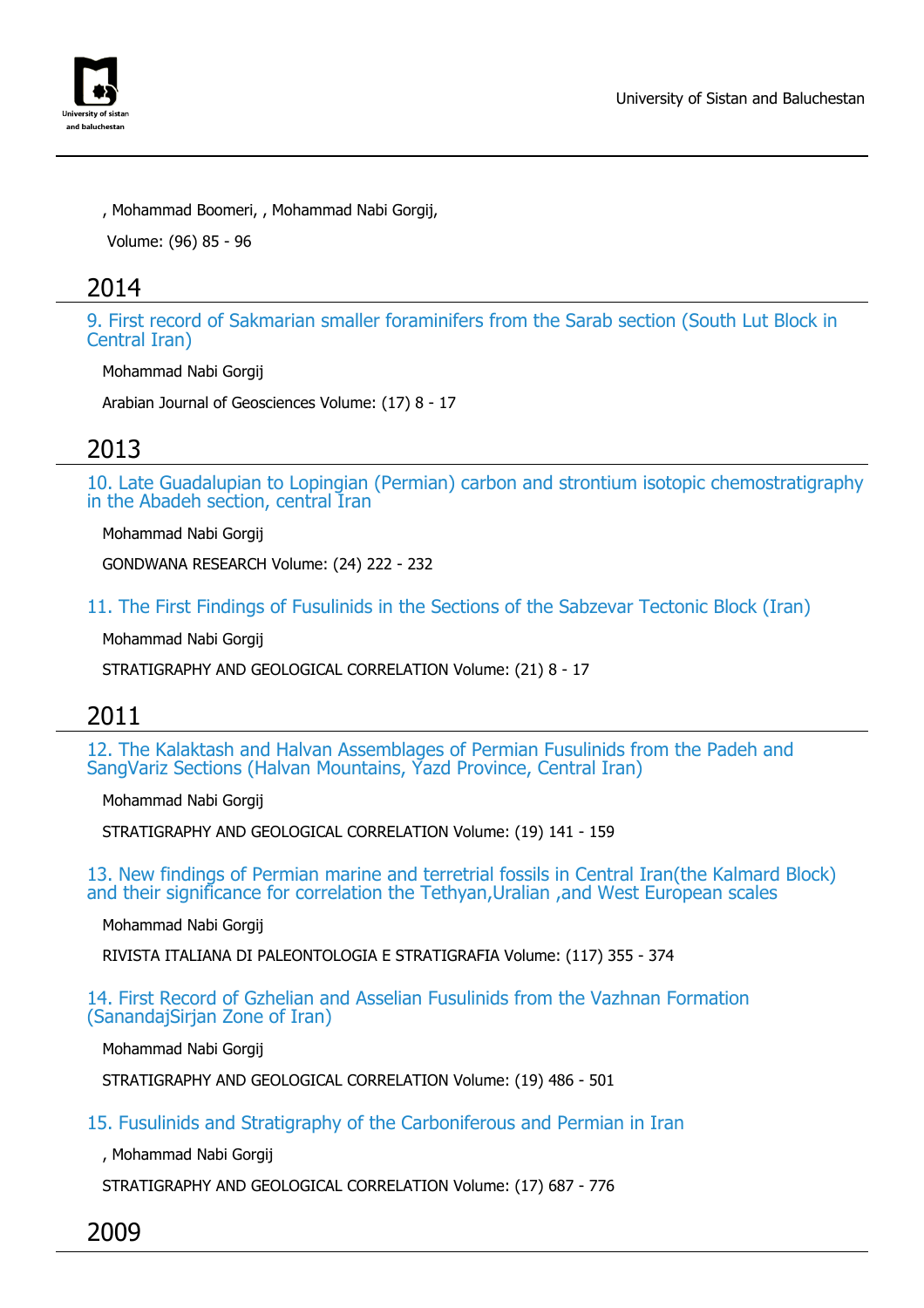, Mohammad Boomeri, , Mohammad Nabi Gorgij,

Volume: (96) 85 - 96

## 2014

### 9. First record of Sakmarian smaller foraminifers from the Sarab section (South Lut Block in Central Iran)

Mohammad Nabi Gorgij

Arabian Journal of Geosciences Volume: (17) 8 - 17

## 2013

### 10. Late Guadalupian to Lopingian (Permian) carbon and strontium isotopic chemostratigraphy in the Abadeh section, central Iran

Mohammad Nabi Gorgij

GONDWANA RESEARCH Volume: (24) 222 - 232

### 11. The First Findings of Fusulinids in the Sections of the Sabzevar Tectonic Block (Iran)

Mohammad Nabi Gorgij

STRATIGRAPHY AND GEOLOGICAL CORRELATION Volume: (21) 8 - 17

## 2011

### 12. The Kalaktash and Halvan Assemblages of Permian Fusulinids from the Padeh and SangVariz Sections (Halvan Mountains, Yazd Province, Central Iran)

Mohammad Nabi Gorgij

STRATIGRAPHY AND GEOLOGICAL CORRELATION Volume: (19) 141 - 159

### 13. New findings of Permian marine and terretrial fossils in Central Iran(the Kalmard Block) and their significance for correlation the Tethyan,Uralian ,and West European scales

Mohammad Nabi Gorgij

RIVISTA ITALIANA DI PALEONTOLOGIA E STRATIGRAFIA Volume: (117) 355 - 374

### 14. First Record of Gzhelian and Asselian Fusulinids from the Vazhnan Formation (SanandajSirjan Zone of Iran)

Mohammad Nabi Gorgij

STRATIGRAPHY AND GEOLOGICAL CORRELATION Volume: (19) 486 - 501

### 15. Fusulinids and Stratigraphy of the Carboniferous and Permian in Iran

, Mohammad Nabi Gorgij

STRATIGRAPHY AND GEOLOGICAL CORRELATION Volume: (17) 687 - 776

## 2009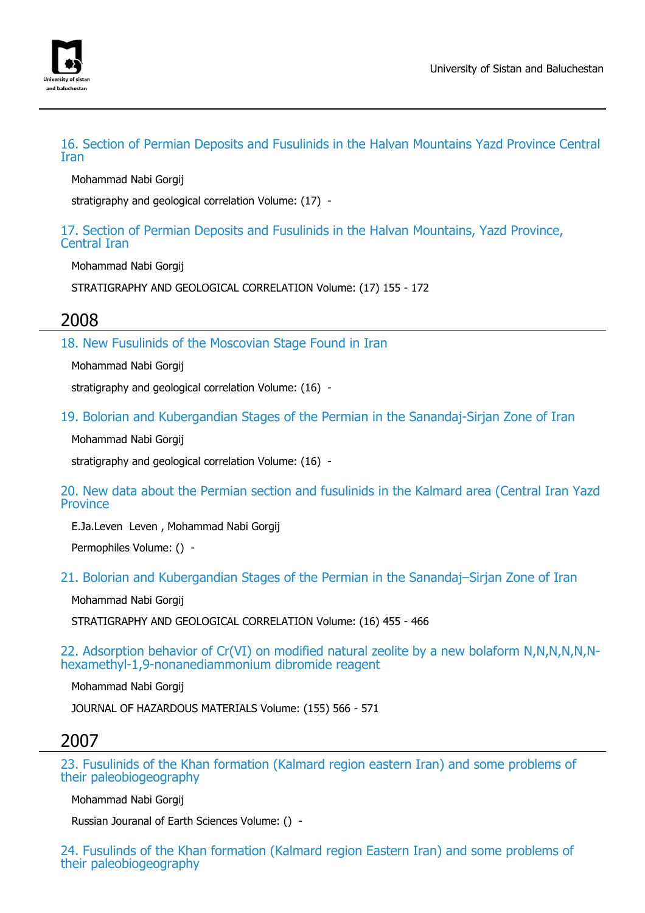16. Section of Permian Deposits and Fusulinids in the Halvan Mountains Yazd Province Central Iran

Mohammad Nabi Gorgij

stratigraphy and geological correlation Volume: (17) -

17. Section of Permian Deposits and Fusulinids in the Halvan Mountains, Yazd Province, Central Iran

Mohammad Nabi Gorgij

STRATIGRAPHY AND GEOLOGICAL CORRELATION Volume: (17) 155 - 172

## 2008

18. New Fusulinids of the Moscovian Stage Found in Iran

Mohammad Nabi Gorgij

stratigraphy and geological correlation Volume: (16) -

19. Bolorian and Kubergandian Stages of the Permian in the Sanandaj-Sirjan Zone of Iran

Mohammad Nabi Gorgij

stratigraphy and geological correlation Volume: (16) -

20. New data about the Permian section and fusulinids in the Kalmard area (Central Iran Yazd Province

E.Ja.Leven Leven , Mohammad Nabi Gorgij

Permophiles Volume: () -

21. Bolorian and Kubergandian Stages of the Permian in the Sanandaj–Sirjan Zone of Iran

Mohammad Nabi Gorgij

STRATIGRAPHY AND GEOLOGICAL CORRELATION Volume: (16) 455 - 466

22. Adsorption behavior of Cr(VI) on modified natural zeolite by a new bolaform N,N,N,N,N,N-hexamethyl-1,9-nonanediammonium dibromide reagent

Mohammad Nabi Gorgij

JOURNAL OF HAZARDOUS MATERIALS Volume: (155) 566 - 571

## 2007

23. Fusulinids of the Khan formation (Kalmard region eastern Iran) and some problems of their paleobiogeography

Mohammad Nabi Gorgij

Russian Jouranal of Earth Sciences Volume: () -

24. Fusulinds of the Khan formation (Kalmard region Eastern Iran) and some problems of their paleobiogeography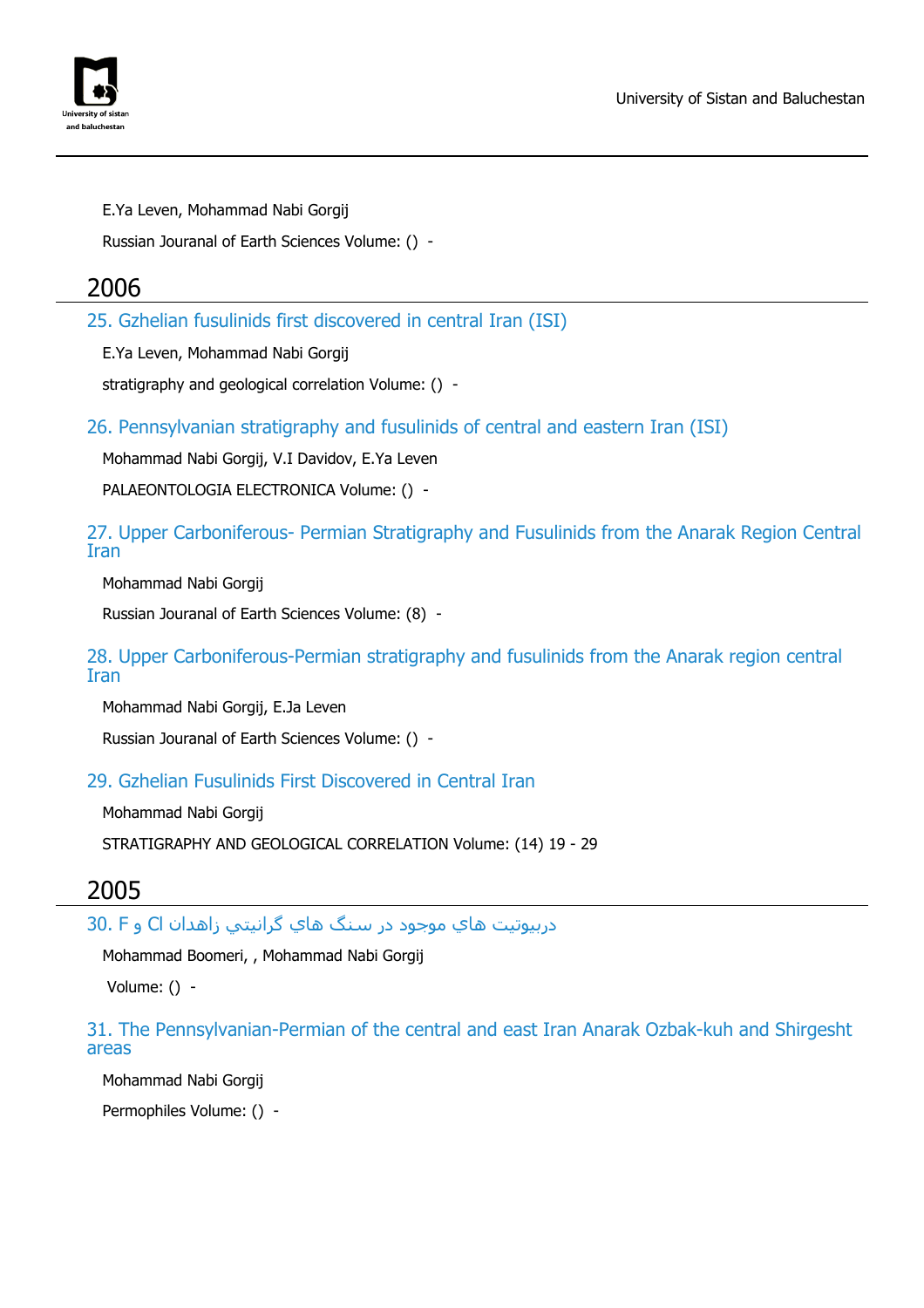E.Ya Leven, Mohammad Nabi Gorgij

Russian Jouranal of Earth Sciences Volume: () -

## 2006

### 25. Gzhelian fusulinids first discovered in central Iran (ISI)

E.Ya Leven, Mohammad Nabi Gorgij

stratigraphy and geological correlation Volume: () -

### 26. Pennsylvanian stratigraphy and fusulinids of central and eastern Iran (ISI)

Mohammad Nabi Gorgij, V.I Davidov, E.Ya Leven

PALAEONTOLOGIA ELECTRONICA Volume: () -

### 27. Upper Carboniferous- Permian Stratigraphy and Fusulinids from the Anarak Region Central Iran

Mohammad Nabi Gorgij

Russian Jouranal of Earth Sciences Volume: (8) -

### 28. Upper Carboniferous-Permian stratigraphy and fusulinids from the Anarak region central Iran

Mohammad Nabi Gorgij, E.Ja Leven

Russian Jouranal of Earth Sciences Volume: () -

### 29. Gzhelian Fusulinids First Discovered in Central Iran

Mohammad Nabi Gorgij

STRATIGRAPHY AND GEOLOGICAL CORRELATION Volume: (14) 19 - 29

## 2005

### 30. F و Cl دربيوتيت هاي موجود در سنگ هاي گرانيتي زاهدان

Mohammad Boomeri, , Mohammad Nabi Gorgij

Volume: () -

### 31. The Pennsylvanian-Permian of the central and east Iran Anarak Ozbak-kuh and Shirgesht areas

Mohammad Nabi Gorgij

Permophiles Volume: () -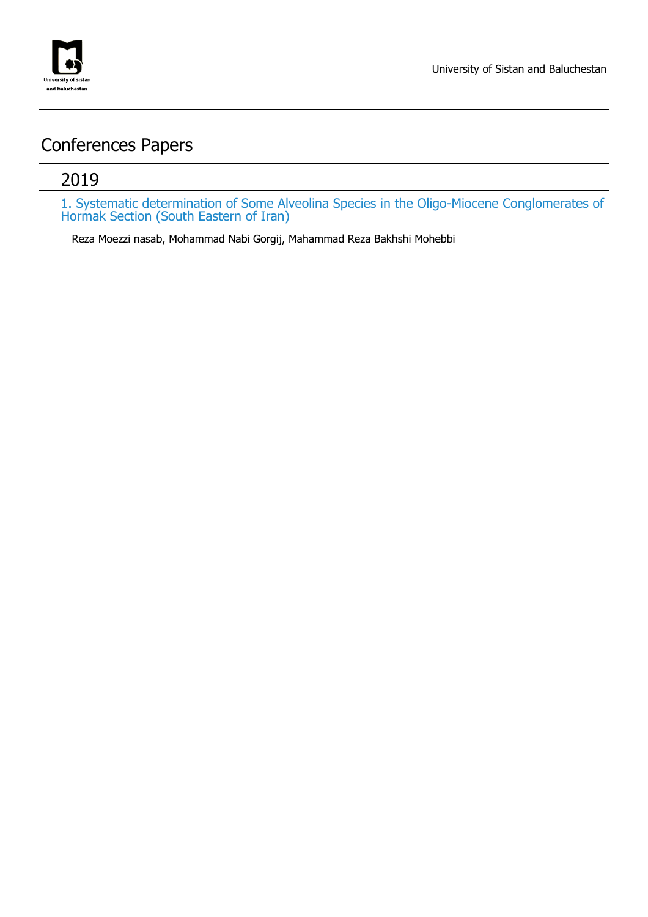# Conferences Papers

## 2019

1. Systematic determination of Some Alveolina Species in the Oligo-Miocene Conglomerates of Hormak Section (South Eastern of Iran)

Reza Moezzi nasab, Mohammad Nabi Gorgij, Mahammad Reza Bakhshi Mohebbi